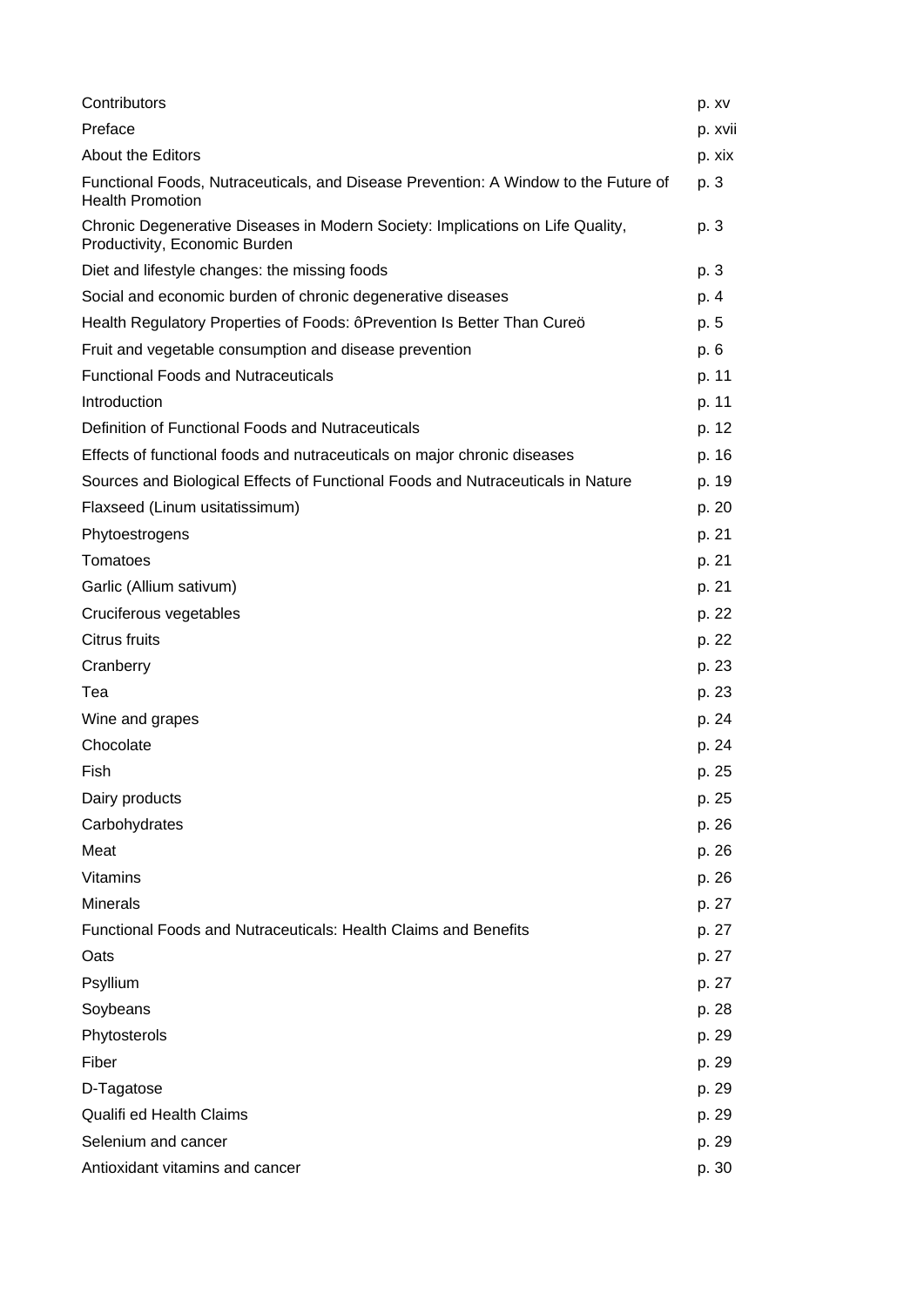| | |
|---|---|
| Contributors | p. xv |
| Preface | p. xvii |
| About the Editors | p. xix |
| Functional Foods, Nutraceuticals, and Disease Prevention: A Window to the Future of Health Promotion | p. 3 |
| Chronic Degenerative Diseases in Modern Society: Implications on Life Quality, Productivity, Economic Burden | p. 3 |
| Diet and lifestyle changes: the missing foods | p. 3 |
| Social and economic burden of chronic degenerative diseases | p. 4 |
| Health Regulatory Properties of Foods: ôPrevention Is Better Than Cureö | p. 5 |
| Fruit and vegetable consumption and disease prevention | p. 6 |
| Functional Foods and Nutraceuticals | p. 11 |
| Introduction | p. 11 |
| Definition of Functional Foods and Nutraceuticals | p. 12 |
| Effects of functional foods and nutraceuticals on major chronic diseases | p. 16 |
| Sources and Biological Effects of Functional Foods and Nutraceuticals in Nature | p. 19 |
| Flaxseed (Linum usitatissimum) | p. 20 |
| Phytoestrogens | p. 21 |
| Tomatoes | p. 21 |
| Garlic (Allium sativum) | p. 21 |
| Cruciferous vegetables | p. 22 |
| Citrus fruits | p. 22 |
| Cranberry | p. 23 |
| Tea | p. 23 |
| Wine and grapes | p. 24 |
| Chocolate | p. 24 |
| Fish | p. 25 |
| Dairy products | p. 25 |
| Carbohydrates | p. 26 |
| Meat | p. 26 |
| Vitamins | p. 26 |
| Minerals | p. 27 |
| Functional Foods and Nutraceuticals: Health Claims and Benefits | p. 27 |
| Oats | p. 27 |
| Psyllium | p. 27 |
| Soybeans | p. 28 |
| Phytosterols | p. 29 |
| Fiber | p. 29 |
| D-Tagatose | p. 29 |
| Qualifi ed Health Claims | p. 29 |
| Selenium and cancer | p. 29 |
| Antioxidant vitamins and cancer | p. 30 |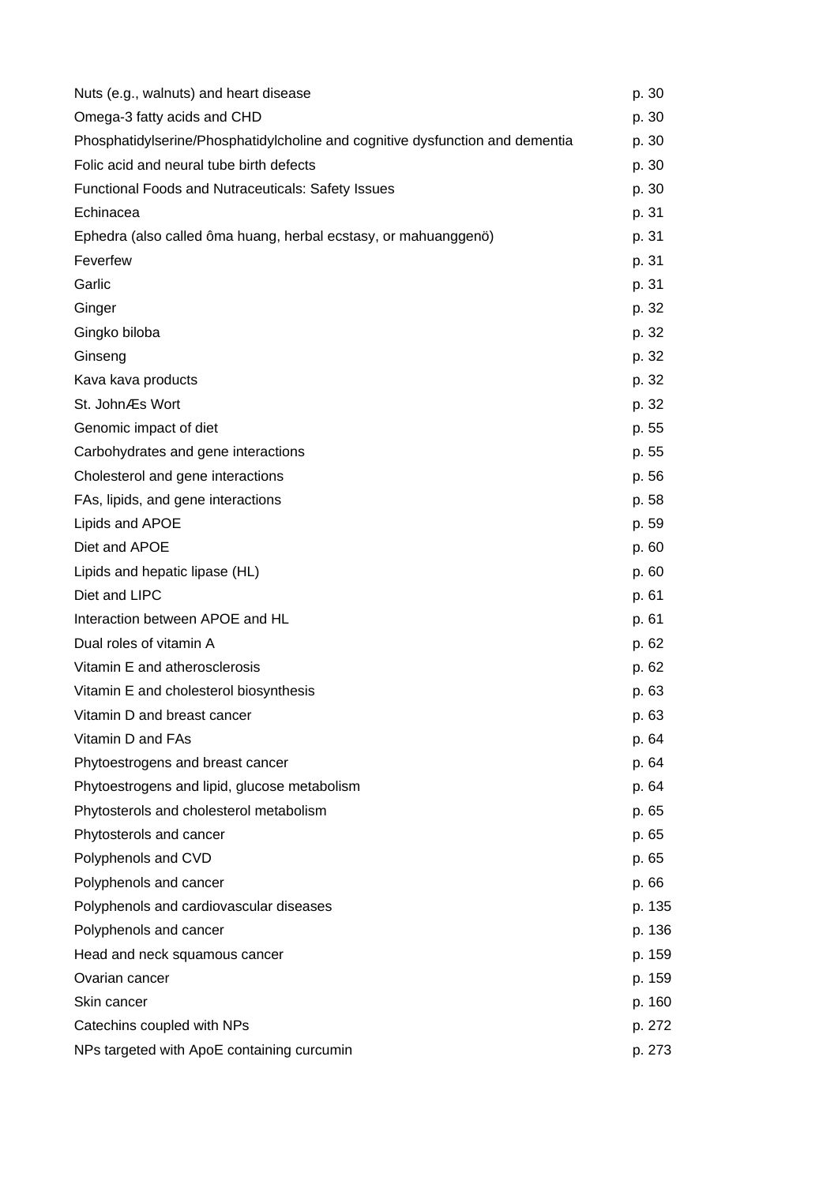| | |
|---|---|
| Nuts (e.g., walnuts) and heart disease | p. 30 |
| Omega-3 fatty acids and CHD | p. 30 |
| Phosphatidylserine/Phosphatidylcholine and cognitive dysfunction and dementia | p. 30 |
| Folic acid and neural tube birth defects | p. 30 |
| Functional Foods and Nutraceuticals: Safety Issues | p. 30 |
| Echinacea | p. 31 |
| Ephedra (also called ôma huang, herbal ecstasy, or mahuanggenö) | p. 31 |
| Feverfew | p. 31 |
| Garlic | p. 31 |
| Ginger | p. 32 |
| Gingko biloba | p. 32 |
| Ginseng | p. 32 |
| Kava kava products | p. 32 |
| St. JohnÆs Wort | p. 32 |
| Genomic impact of diet | p. 55 |
| Carbohydrates and gene interactions | p. 55 |
| Cholesterol and gene interactions | p. 56 |
| FAs, lipids, and gene interactions | p. 58 |
| Lipids and APOE | p. 59 |
| Diet and APOE | p. 60 |
| Lipids and hepatic lipase (HL) | p. 60 |
| Diet and LIPC | p. 61 |
| Interaction between APOE and HL | p. 61 |
| Dual roles of vitamin A | p. 62 |
| Vitamin E and atherosclerosis | p. 62 |
| Vitamin E and cholesterol biosynthesis | p. 63 |
| Vitamin D and breast cancer | p. 63 |
| Vitamin D and FAs | p. 64 |
| Phytoestrogens and breast cancer | p. 64 |
| Phytoestrogens and lipid, glucose metabolism | p. 64 |
| Phytosterols and cholesterol metabolism | p. 65 |
| Phytosterols and cancer | p. 65 |
| Polyphenols and CVD | p. 65 |
| Polyphenols and cancer | p. 66 |
| Polyphenols and cardiovascular diseases | p. 135 |
| Polyphenols and cancer | p. 136 |
| Head and neck squamous cancer | p. 159 |
| Ovarian cancer | p. 159 |
| Skin cancer | p. 160 |
| Catechins coupled with NPs | p. 272 |
| NPs targeted with ApoE containing curcumin | p. 273 |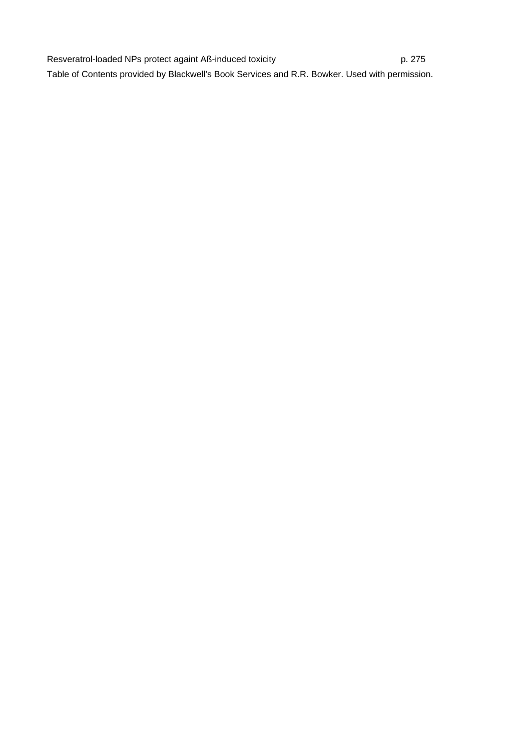Resveratrol-loaded NPs protect againt Aß-induced toxicity p. 275

Table of Contents provided by Blackwell's Book Services and R.R. Bowker. Used with permission.